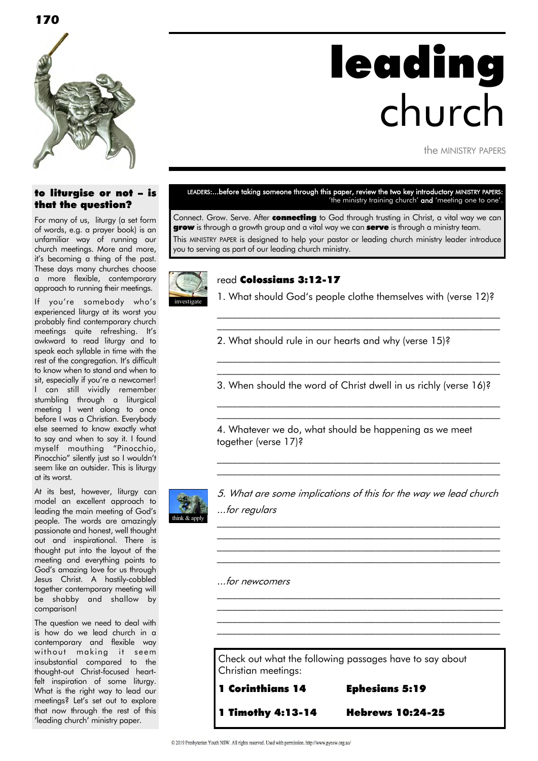# leading church

the MINISTRY PAPERS

## to liturgise or not – is that the question?

For many of us, liturgy (a set form of words, e.g. a prayer book) is an unfamiliar way of running our church meetings. More and more, it's becoming a thing of the past. These days many churches choose a more flexible, contemporary approach to running their meetings.

If you're somebody who's experienced liturgy at its worst you probably find contemporary church meetings quite refreshing. It's awkward to read liturgy and to speak each syllable in time with the rest of the congregation. It's difficult to know when to stand and when to sit, especially if you're a newcomer! I can still vividly remember stumbling through a liturgical meeting I went along to once before I was a Christian. Everybody else seemed to know exactly what to say and when to say it. I found myself mouthing "Pinocchio, Pinocchio" silently just so I wouldn't seem like an outsider. This is liturgy at its worst.

At its best, however, liturgy can model an excellent approach to leading the main meeting of God's people. The words are amazingly passionate and honest, well thought out and inspirational. There is thought put into the layout of the meeting and everything points to God's amazing love for us through Jesus Christ. A hastily-cobbled together contemporary meeting will be shabby and shallow by comparison!

The question we need to deal with is how do we lead church in a contemporary and flexible way without making it seem insubstantial compared to the thought-out Christ-focused heart-felt inspiration of some liturgy. What is the right way to lead our meetings? Let's set out to explore that now through the rest of this 'leading church' ministry paper.

LEADERS:...before taking someone through this paper, review the two key introductory MINISTRY PAPERS: 'the ministry training church' **and** 'meeting one to one'.

Connect. Grow. Serve. After **connecting** to God through trusting in Christ, a vital way we can **grow** is through a growth group and a vital way we can **serve** is through a ministry team.

This MINISTRY PAPER is designed to help your pastor or leading church ministry leader introduce you to serving as part of our leading church ministry.

investigate

read **Colossians 3:12-17**

1. What should God's people clothe themselves with (verse 12)?

________________________________________________

________________________________________________

2. What should rule in our hearts and why (verse 15)?

________________________________________________

________________________________________________

3. When should the word of Christ dwell in us richly (verse 16)?

________________________________________________

________________________________________________

4. Whatever we do, what should be happening as we meet together (verse 17)?

________________________________________________

________________________________________________

think & apply

*5. What are some implications of this for the way we lead church*

*...for regulars*

________________________________________________

________________________________________________

________________________________________________

________________________________________________

*...for newcomers*

________________________________________________

________________________________________________

________________________________________________

________________________________________________

Check out what the following passages have to say about Christian meetings:

**1 Corinthians 14** | **Ephesians 5:19**

**1 Timothy 4:13-14** | **Hebrews 10:24-25**

© 2019 Presbyterian Youth NSW. All rights reserved. Used with permission. http://www.pynsw.org.au/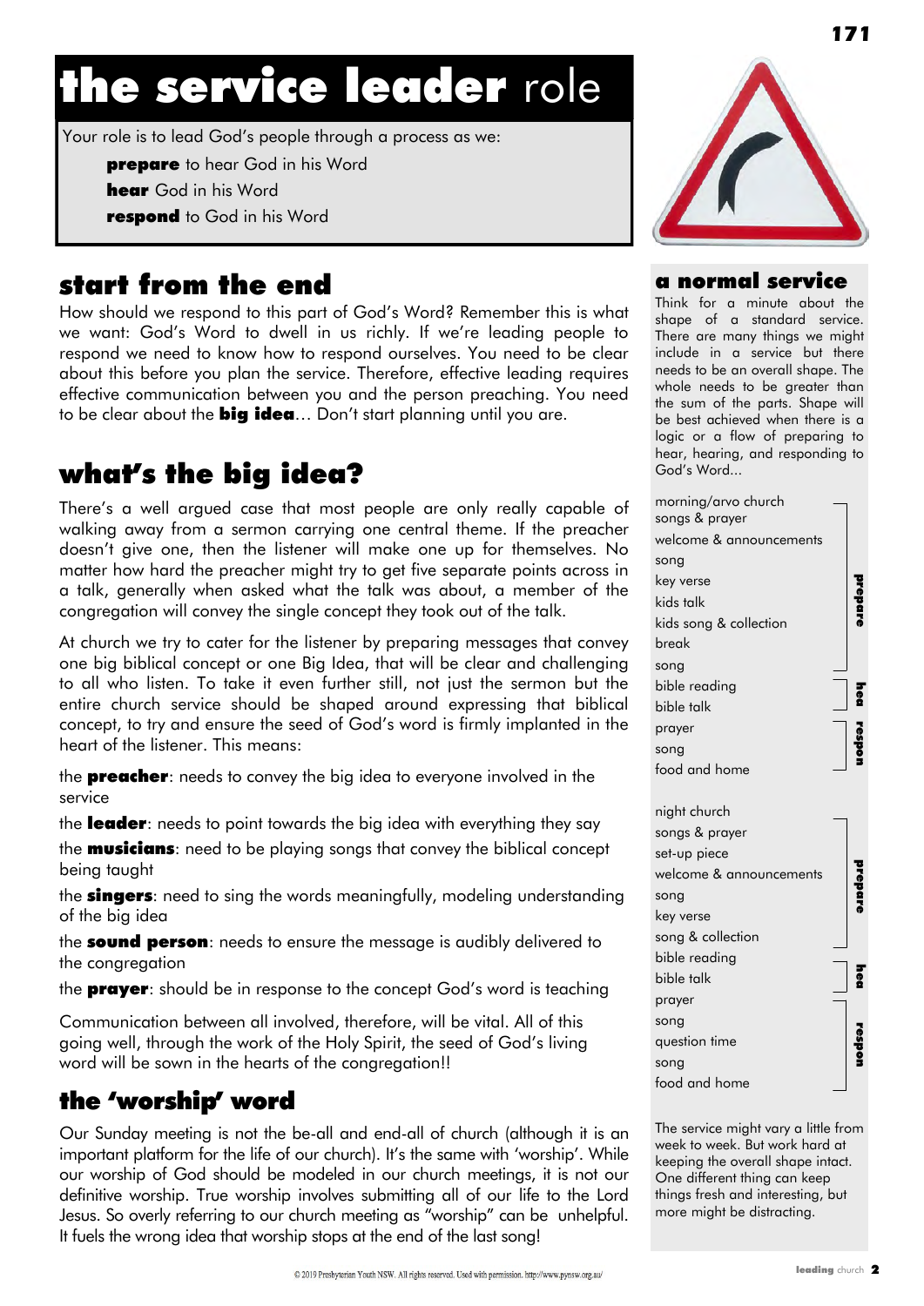# **the service leader** role

Your role is to lead God's people through a process as we:

- **prepare** to hear God in his Word
- **hear** God in his Word
- **respond** to God in his Word

## start from the end

How should we respond to this part of God's Word? Remember this is what we want: God's Word to dwell in us richly. If we're leading people to respond we need to know how to respond ourselves. You need to be clear about this before you plan the service. Therefore, effective leading requires effective communication between you and the person preaching. You need to be clear about the **big idea**… Don't start planning until you are.

## what's the big idea?

There's a well argued case that most people are only really capable of walking away from a sermon carrying one central theme. If the preacher doesn't give one, then the listener will make one up for themselves. No matter how hard the preacher might try to get five separate points across in a talk, generally when asked what the talk was about, a member of the congregation will convey the single concept they took out of the talk.

At church we try to cater for the listener by preparing messages that convey one big biblical concept or one Big Idea, that will be clear and challenging to all who listen. To take it even further still, not just the sermon but the entire church service should be shaped around expressing that biblical concept, to try and ensure the seed of God's word is firmly implanted in the heart of the listener. This means:

the **preacher**: needs to convey the big idea to everyone involved in the service

the **leader**: needs to point towards the big idea with everything they say

the **musicians**: need to be playing songs that convey the biblical concept being taught

the **singers**: need to sing the words meaningfully, modeling understanding of the big idea

the **sound person**: needs to ensure the message is audibly delivered to the congregation

the **prayer**: should be in response to the concept God's word is teaching

Communication between all involved, therefore, will be vital. All of this going well, through the work of the Holy Spirit, the seed of God's living word will be sown in the hearts of the congregation!!

## the 'worship' word

Our Sunday meeting is not the be-all and end-all of church (although it is an important platform for the life of our church). It's the same with 'worship'. While our worship of God should be modeled in our church meetings, it is not our definitive worship. True worship involves submitting all of our life to the Lord Jesus. So overly referring to our church meeting as "worship" can be unhelpful. It fuels the wrong idea that worship stops at the end of the last song!

## a normal service

Think for a minute about the shape of a standard service. There are many things we might include in a service but there needs to be an overall shape. The whole needs to be greater than the sum of the parts. Shape will be best achieved when there is a logic or a flow of preparing to hear, hearing, and responding to God's Word...

| morning/arvo church | |
|---|---|
| songs & prayer | prepare |
| welcome & announcements | prepare |
| song | prepare |
| key verse | prepare |
| kids talk | prepare |
| kids song & collection | prepare |
| break | prepare |
| song | prepare |
| bible reading | hear |
| bible talk | hear |
| prayer | respond |
| song | respond |
| food and home | respond |

| night church | |
|---|---|
| songs & prayer | prepare |
| set-up piece | prepare |
| welcome & announcements | prepare |
| song | prepare |
| key verse | prepare |
| song & collection | prepare |
| bible reading | hear |
| bible talk | hear |
| prayer | respond |
| song | respond |
| question time | respond |
| song | respond |
| food and home | respond |

The service might vary a little from week to week. But work hard at keeping the overall shape intact. One different thing can keep things fresh and interesting, but more might be distracting.

© 2019 Presbyterian Youth NSW. All rights reserved. Used with permission. http://www.pynsw.org.au/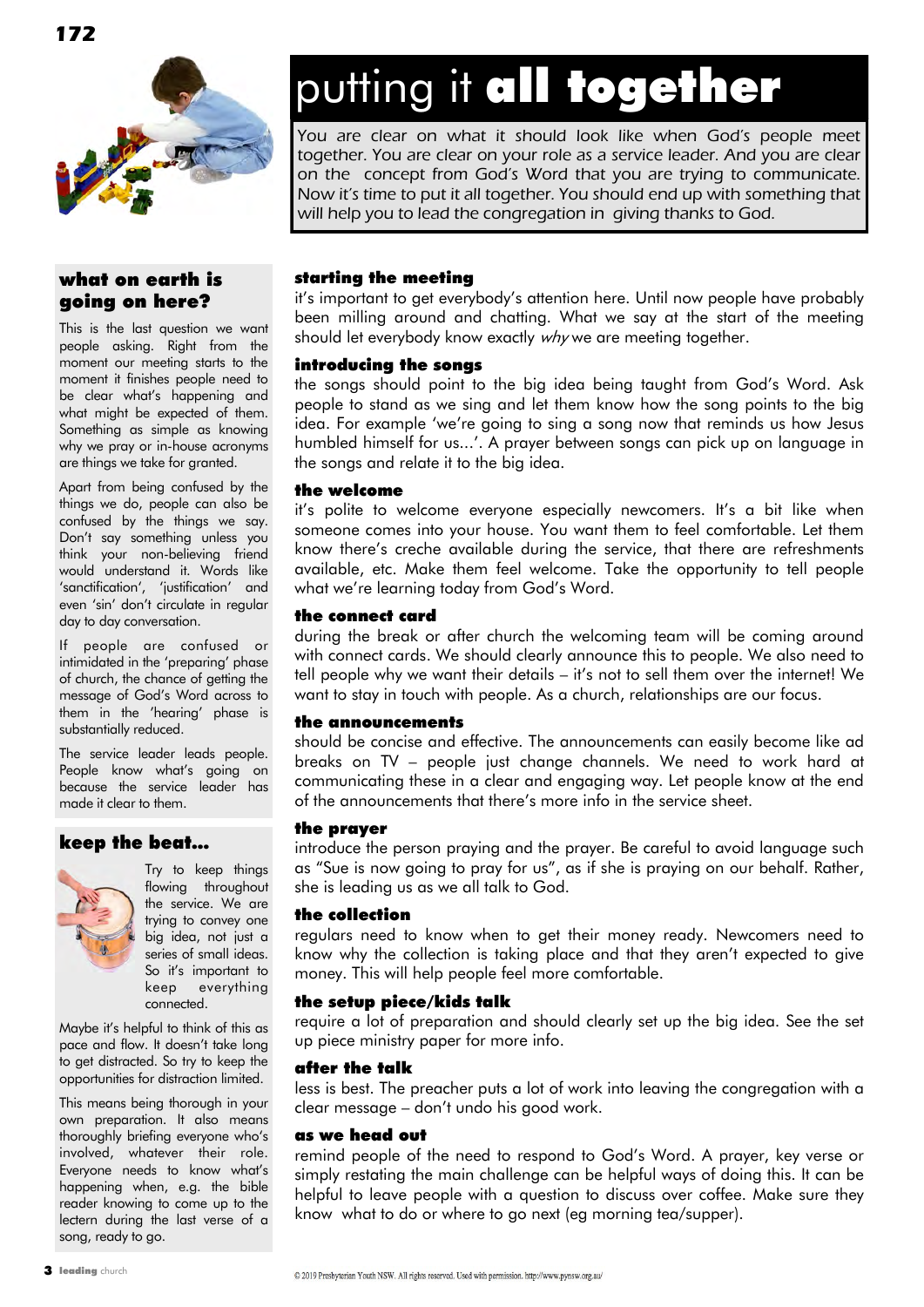# putting it **all together**

*You are clear on what it should look like when God's people meet together. You are clear on your role as a service leader. And you are clear on the concept from God's Word that you are trying to communicate. Now it's time to put it all together. You should end up with something that will help you to lead the congregation in giving thanks to God.*

## what on earth is going on here?

This is the last question we want people asking. Right from the moment our meeting starts to the moment it finishes people need to be clear what's happening and what might be expected of them. Something as simple as knowing why we pray or in-house acronyms are things we take for granted.

Apart from being confused by the things we do, people can also be confused by the things we say. Don't say something unless you think your non-believing friend would understand it. Words like 'sanctification', 'justification' and even 'sin' don't circulate in regular day to day conversation.

If people are confused or intimidated in the 'preparing' phase of church, the chance of getting the message of God's Word across to them in the 'hearing' phase is substantially reduced.

The service leader leads people. People know what's going on because the service leader has made it clear to them.

## keep the beat...

Try to keep things flowing throughout the service. We are trying to convey one big idea, not just a series of small ideas. So it's important to keep everything connected.

Maybe it's helpful to think of this as pace and flow. It doesn't take long to get distracted. So try to keep the opportunities for distraction limited.

This means being thorough in your own preparation. It also means thoroughly briefing everyone who's involved, whatever their role. Everyone needs to know what's happening when, e.g. the bible reader knowing to come up to the lectern during the last verse of a song, ready to go.

### starting the meeting

it's important to get everybody's attention here. Until now people have probably been milling around and chatting. What we say at the start of the meeting should let everybody know exactly *why* we are meeting together.

### introducing the songs

the songs should point to the big idea being taught from God's Word. Ask people to stand as we sing and let them know how the song points to the big idea. For example 'we're going to sing a song now that reminds us how Jesus humbled himself for us...'. A prayer between songs can pick up on language in the songs and relate it to the big idea.

### the welcome

it's polite to welcome everyone especially newcomers. It's a bit like when someone comes into your house. You want them to feel comfortable. Let them know there's creche available during the service, that there are refreshments available, etc. Make them feel welcome. Take the opportunity to tell people what we're learning today from God's Word.

### the connect card

during the break or after church the welcoming team will be coming around with connect cards. We should clearly announce this to people. We also need to tell people why we want their details – it's not to sell them over the internet! We want to stay in touch with people. As a church, relationships are our focus.

### the announcements

should be concise and effective. The announcements can easily become like ad breaks on TV – people just change channels. We need to work hard at communicating these in a clear and engaging way. Let people know at the end of the announcements that there's more info in the service sheet.

### the prayer

introduce the person praying and the prayer. Be careful to avoid language such as "Sue is now going to pray for us", as if she is praying on our behalf. Rather, she is leading us as we all talk to God.

### the collection

regulars need to know when to get their money ready. Newcomers need to know why the collection is taking place and that they aren't expected to give money. This will help people feel more comfortable.

### the setup piece/kids talk

require a lot of preparation and should clearly set up the big idea. See the set up piece ministry paper for more info.

### after the talk

less is best. The preacher puts a lot of work into leaving the congregation with a clear message – don't undo his good work.

### as we head out

remind people of the need to respond to God's Word. A prayer, key verse or simply restating the main challenge can be helpful ways of doing this. It can be helpful to leave people with a question to discuss over coffee. Make sure they know what to do or where to go next (eg morning tea/supper).

© 2019 Presbyterian Youth NSW. All rights reserved. Used with permission. http://www.pynsw.org.au/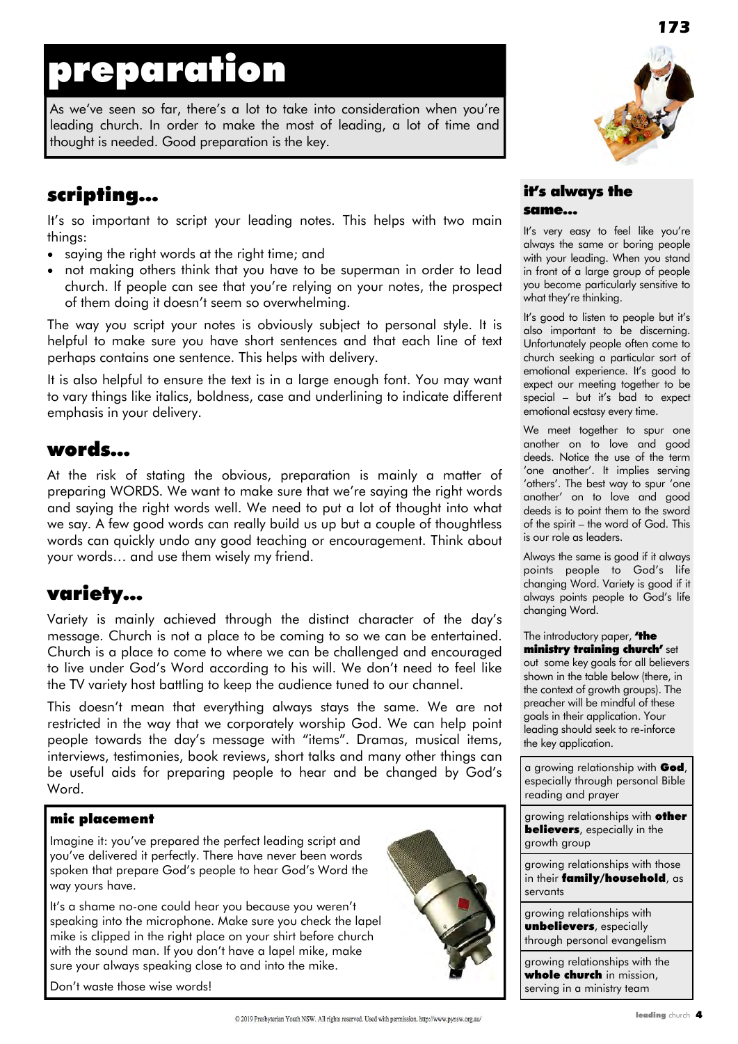# preparation

As we've seen so far, there's a lot to take into consideration when you're leading church. In order to make the most of leading, a lot of time and thought is needed. Good preparation is the key.

## scripting...

It's so important to script your leading notes. This helps with two main things:

- saying the right words at the right time; and
- not making others think that you have to be superman in order to lead church. If people can see that you're relying on your notes, the prospect of them doing it doesn't seem so overwhelming.

The way you script your notes is obviously subject to personal style. It is helpful to make sure you have short sentences and that each line of text perhaps contains one sentence. This helps with delivery.

It is also helpful to ensure the text is in a large enough font. You may want to vary things like italics, boldness, case and underlining to indicate different emphasis in your delivery.

## words...

At the risk of stating the obvious, preparation is mainly a matter of preparing WORDS. We want to make sure that we're saying the right words and saying the right words well. We need to put a lot of thought into what we say. A few good words can really build us up but a couple of thoughtless words can quickly undo any good teaching or encouragement. Think about your words… and use them wisely my friend.

## variety...

Variety is mainly achieved through the distinct character of the day's message. Church is not a place to be coming to so we can be entertained. Church is a place to come to where we can be challenged and encouraged to live under God's Word according to his will. We don't need to feel like the TV variety host battling to keep the audience tuned to our channel.

This doesn't mean that everything always stays the same. We are not restricted in the way that we corporately worship God. We can help point people towards the day's message with "items". Dramas, musical items, interviews, testimonies, book reviews, short talks and many other things can be useful aids for preparing people to hear and be changed by God's Word.

### mic placement

Imagine it: you've prepared the perfect leading script and you've delivered it perfectly. There have never been words spoken that prepare God's people to hear God's Word the way yours have.

It's a shame no-one could hear you because you weren't speaking into the microphone. Make sure you check the lapel mike is clipped in the right place on your shirt before church with the sound man. If you don't have a lapel mike, make sure your always speaking close to and into the mike.

Don't waste those wise words!

### it's always the same...

It's very easy to feel like you're always the same or boring people with your leading. When you stand in front of a large group of people you become particularly sensitive to what they're thinking.

It's good to listen to people but it's also important to be discerning. Unfortunately people often come to church seeking a particular sort of emotional experience. It's good to expect our meeting together to be special – but it's bad to expect emotional ecstasy every time.

We meet together to spur one another on to love and good deeds. Notice the use of the term 'one another'. It implies serving 'others'. The best way to spur 'one another' on to love and good deeds is to point them to the sword of the spirit – the word of God. This is our role as leaders.

Always the same is good if it always points people to God's life changing Word. Variety is good if it always points people to God's life changing Word.

The introductory paper, **'the ministry training church'** set out some key goals for all believers shown in the table below (there, in the context of growth groups). The preacher will be mindful of these goals in their application. Your leading should seek to re-inforce the key application.

| |
|---|
| a growing relationship with **God**, especially through personal Bible reading and prayer |
| growing relationships with **other believers**, especially in the growth group |
| growing relationships with those in their **family/household**, as servants |
| growing relationships with **unbelievers**, especially through personal evangelism |
| growing relationships with the **whole church** in mission, serving in a ministry team |

© 2019 Presbyterian Youth NSW. All rights reserved. Used with permission. http://www.pynsw.org.au/